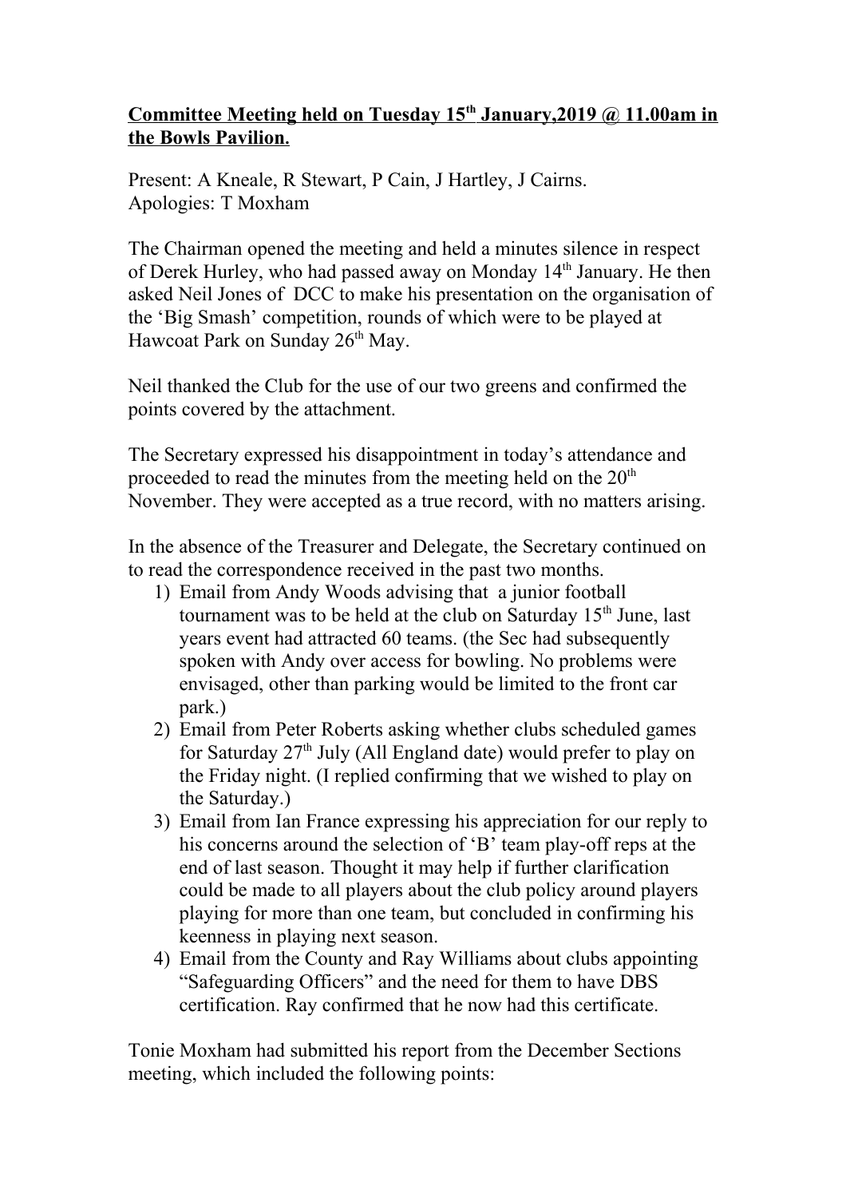**Committee Meeting held on Tuesday 15th January,2019 @ 11.00am in the Bowls Pavilion.**

Present: A Kneale, R Stewart, P Cain, J Hartley, J Cairns.
Apologies: T Moxham

The Chairman opened the meeting and held a minutes silence in respect of Derek Hurley, who had passed away on Monday 14th January. He then asked Neil Jones of DCC to make his presentation on the organisation of the 'Big Smash' competition, rounds of which were to be played at Hawcoat Park on Sunday 26th May.

Neil thanked the Club for the use of our two greens and confirmed the points covered by the attachment.

The Secretary expressed his disappointment in today's attendance and proceeded to read the minutes from the meeting held on the 20th November. They were accepted as a true record, with no matters arising.

In the absence of the Treasurer and Delegate, the Secretary continued on to read the correspondence received in the past two months.

1) Email from Andy Woods advising that a junior football tournament was to be held at the club on Saturday 15th June, last years event had attracted 60 teams. (the Sec had subsequently spoken with Andy over access for bowling. No problems were envisaged, other than parking would be limited to the front car park.)
2) Email from Peter Roberts asking whether clubs scheduled games for Saturday 27th July (All England date) would prefer to play on the Friday night. (I replied confirming that we wished to play on the Saturday.)
3) Email from Ian France expressing his appreciation for our reply to his concerns around the selection of 'B' team play-off reps at the end of last season. Thought it may help if further clarification could be made to all players about the club policy around players playing for more than one team, but concluded in confirming his keenness in playing next season.
4) Email from the County and Ray Williams about clubs appointing "Safeguarding Officers" and the need for them to have DBS certification. Ray confirmed that he now had this certificate.

Tonie Moxham had submitted his report from the December Sections meeting, which included the following points: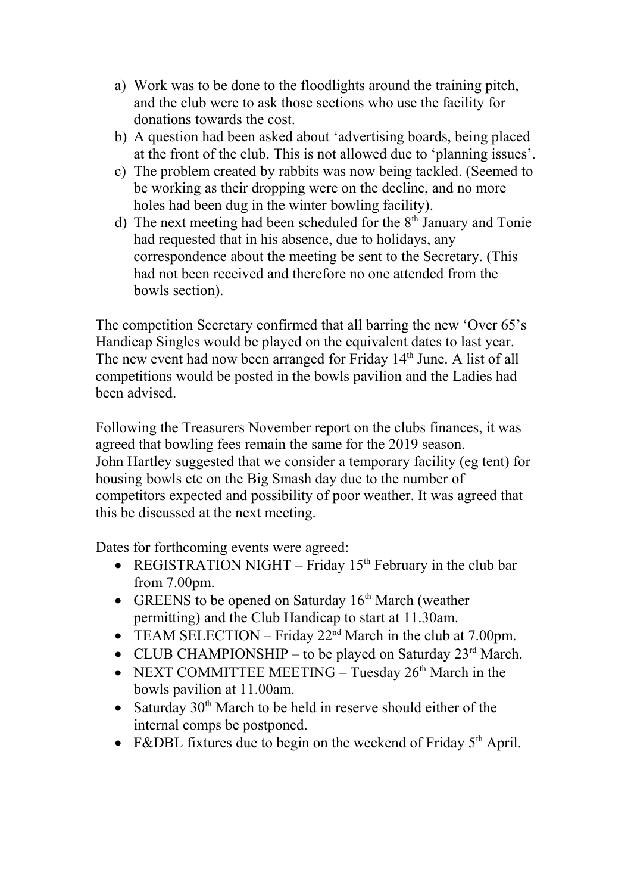a) Work was to be done to the floodlights around the training pitch, and the club were to ask those sections who use the facility for donations towards the cost.
b) A question had been asked about 'advertising boards, being placed at the front of the club. This is not allowed due to 'planning issues'.
c) The problem created by rabbits was now being tackled. (Seemed to be working as their dropping were on the decline, and no more holes had been dug in the winter bowling facility).
d) The next meeting had been scheduled for the 8th January and Tonie had requested that in his absence, due to holidays, any correspondence about the meeting be sent to the Secretary. (This had not been received and therefore no one attended from the bowls section).

The competition Secretary confirmed that all barring the new 'Over 65's Handicap Singles would be played on the equivalent dates to last year. The new event had now been arranged for Friday 14th June. A list of all competitions would be posted in the bowls pavilion and the Ladies had been advised.

Following the Treasurers November report on the clubs finances, it was agreed that bowling fees remain the same for the 2019 season.
John Hartley suggested that we consider a temporary facility (eg tent) for housing bowls etc on the Big Smash day due to the number of competitors expected and possibility of poor weather. It was agreed that this be discussed at the next meeting.

Dates for forthcoming events were agreed:

- REGISTRATION NIGHT – Friday 15th February in the club bar from 7.00pm.
- GREENS to be opened on Saturday 16th March (weather permitting) and the Club Handicap to start at 11.30am.
- TEAM SELECTION – Friday 22nd March in the club at 7.00pm.
- CLUB CHAMPIONSHIP – to be played on Saturday 23rd March.
- NEXT COMMITTEE MEETING – Tuesday 26th March in the bowls pavilion at 11.00am.
- Saturday 30th March to be held in reserve should either of the internal comps be postponed.
- F&DBL fixtures due to begin on the weekend of Friday 5th April.